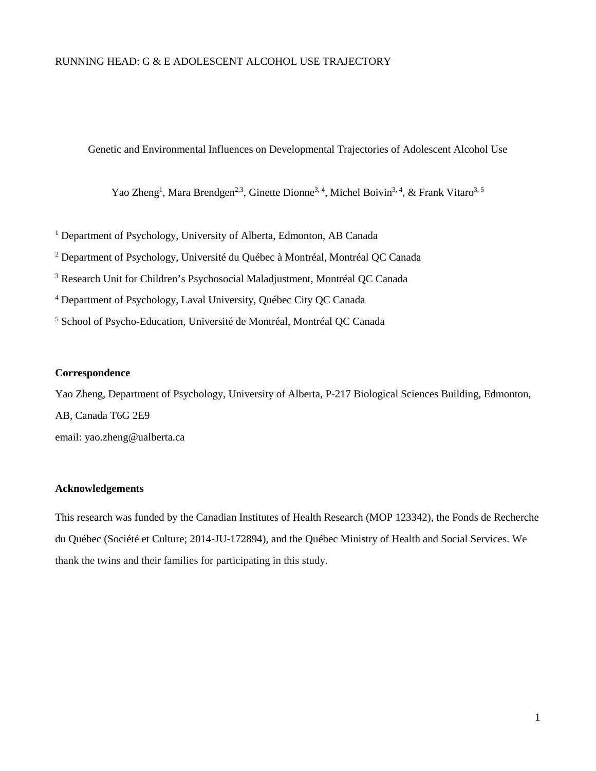RUNNING HEAD: G & E ADOLESCENT ALCOHOL USE TRAJECTORY

# Genetic and Environmental Influences on Developmental Trajectories of Adolescent Alcohol Use

Yao Zheng[1], Mara Brendgen[2,3], Ginette Dionne[3,4], Michel Boivin[3,4], & Frank Vitaro[3,5]

[1] Department of Psychology, University of Alberta, Edmonton, AB Canada

[2] Department of Psychology, Université du Québec à Montréal, Montréal QC Canada

[3] Research Unit for Children's Psychosocial Maladjustment, Montréal QC Canada

[4] Department of Psychology, Laval University, Québec City QC Canada

[5] School of Psycho-Education, Université de Montréal, Montréal QC Canada

**Correspondence**

Yao Zheng, Department of Psychology, University of Alberta, P-217 Biological Sciences Building, Edmonton, AB, Canada T6G 2E9

email: yao.zheng@ualberta.ca

**Acknowledgements**

This research was funded by the Canadian Institutes of Health Research (MOP 123342), the Fonds de Recherche du Québec (Société et Culture; 2014-JU-172894), and the Québec Ministry of Health and Social Services. We thank the twins and their families for participating in this study.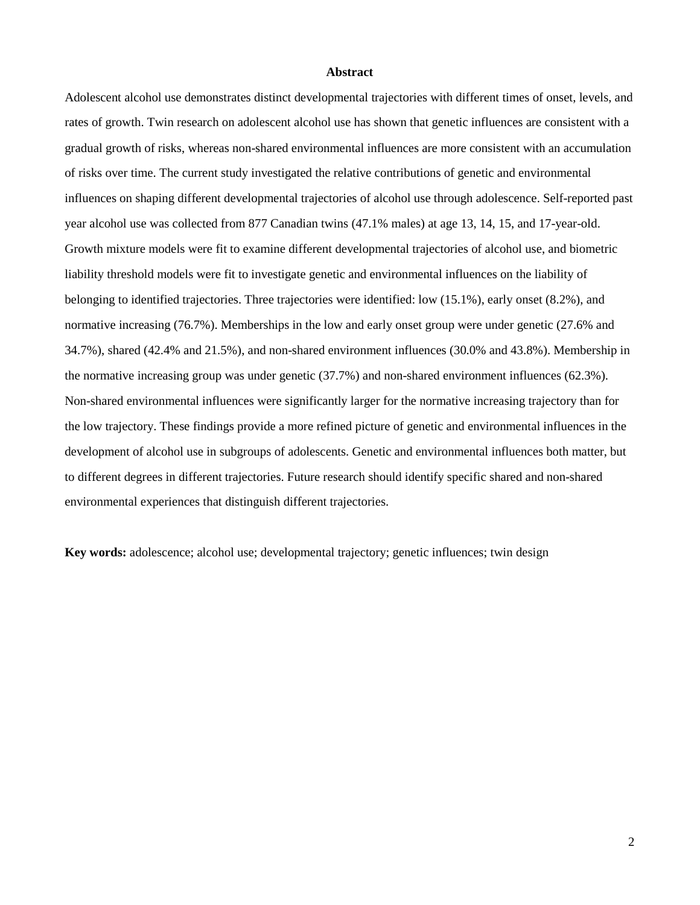## Abstract

Adolescent alcohol use demonstrates distinct developmental trajectories with different times of onset, levels, and rates of growth. Twin research on adolescent alcohol use has shown that genetic influences are consistent with a gradual growth of risks, whereas non-shared environmental influences are more consistent with an accumulation of risks over time. The current study investigated the relative contributions of genetic and environmental influences on shaping different developmental trajectories of alcohol use through adolescence. Self-reported past year alcohol use was collected from 877 Canadian twins (47.1% males) at age 13, 14, 15, and 17-year-old. Growth mixture models were fit to examine different developmental trajectories of alcohol use, and biometric liability threshold models were fit to investigate genetic and environmental influences on the liability of belonging to identified trajectories. Three trajectories were identified: low (15.1%), early onset (8.2%), and normative increasing (76.7%). Memberships in the low and early onset group were under genetic (27.6% and 34.7%), shared (42.4% and 21.5%), and non-shared environment influences (30.0% and 43.8%). Membership in the normative increasing group was under genetic (37.7%) and non-shared environment influences (62.3%). Non-shared environmental influences were significantly larger for the normative increasing trajectory than for the low trajectory. These findings provide a more refined picture of genetic and environmental influences in the development of alcohol use in subgroups of adolescents. Genetic and environmental influences both matter, but to different degrees in different trajectories. Future research should identify specific shared and non-shared environmental experiences that distinguish different trajectories.

**Key words:** adolescence; alcohol use; developmental trajectory; genetic influences; twin design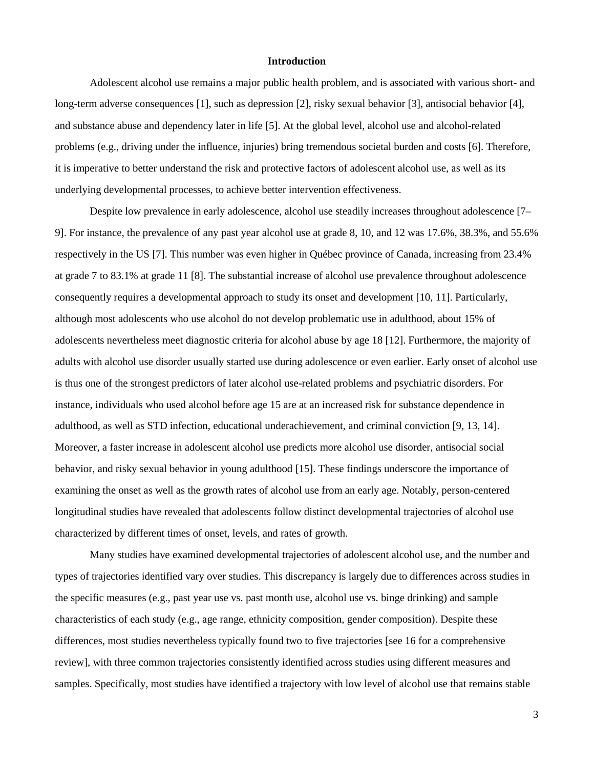## Introduction

Adolescent alcohol use remains a major public health problem, and is associated with various short- and long-term adverse consequences [1], such as depression [2], risky sexual behavior [3], antisocial behavior [4], and substance abuse and dependency later in life [5]. At the global level, alcohol use and alcohol-related problems (e.g., driving under the influence, injuries) bring tremendous societal burden and costs [6]. Therefore, it is imperative to better understand the risk and protective factors of adolescent alcohol use, as well as its underlying developmental processes, to achieve better intervention effectiveness.

Despite low prevalence in early adolescence, alcohol use steadily increases throughout adolescence [7–9]. For instance, the prevalence of any past year alcohol use at grade 8, 10, and 12 was 17.6%, 38.3%, and 55.6% respectively in the US [7]. This number was even higher in Québec province of Canada, increasing from 23.4% at grade 7 to 83.1% at grade 11 [8]. The substantial increase of alcohol use prevalence throughout adolescence consequently requires a developmental approach to study its onset and development [10, 11]. Particularly, although most adolescents who use alcohol do not develop problematic use in adulthood, about 15% of adolescents nevertheless meet diagnostic criteria for alcohol abuse by age 18 [12]. Furthermore, the majority of adults with alcohol use disorder usually started use during adolescence or even earlier. Early onset of alcohol use is thus one of the strongest predictors of later alcohol use-related problems and psychiatric disorders. For instance, individuals who used alcohol before age 15 are at an increased risk for substance dependence in adulthood, as well as STD infection, educational underachievement, and criminal conviction [9, 13, 14]. Moreover, a faster increase in adolescent alcohol use predicts more alcohol use disorder, antisocial social behavior, and risky sexual behavior in young adulthood [15]. These findings underscore the importance of examining the onset as well as the growth rates of alcohol use from an early age. Notably, person-centered longitudinal studies have revealed that adolescents follow distinct developmental trajectories of alcohol use characterized by different times of onset, levels, and rates of growth.

Many studies have examined developmental trajectories of adolescent alcohol use, and the number and types of trajectories identified vary over studies. This discrepancy is largely due to differences across studies in the specific measures (e.g., past year use vs. past month use, alcohol use vs. binge drinking) and sample characteristics of each study (e.g., age range, ethnicity composition, gender composition). Despite these differences, most studies nevertheless typically found two to five trajectories [see 16 for a comprehensive review], with three common trajectories consistently identified across studies using different measures and samples. Specifically, most studies have identified a trajectory with low level of alcohol use that remains stable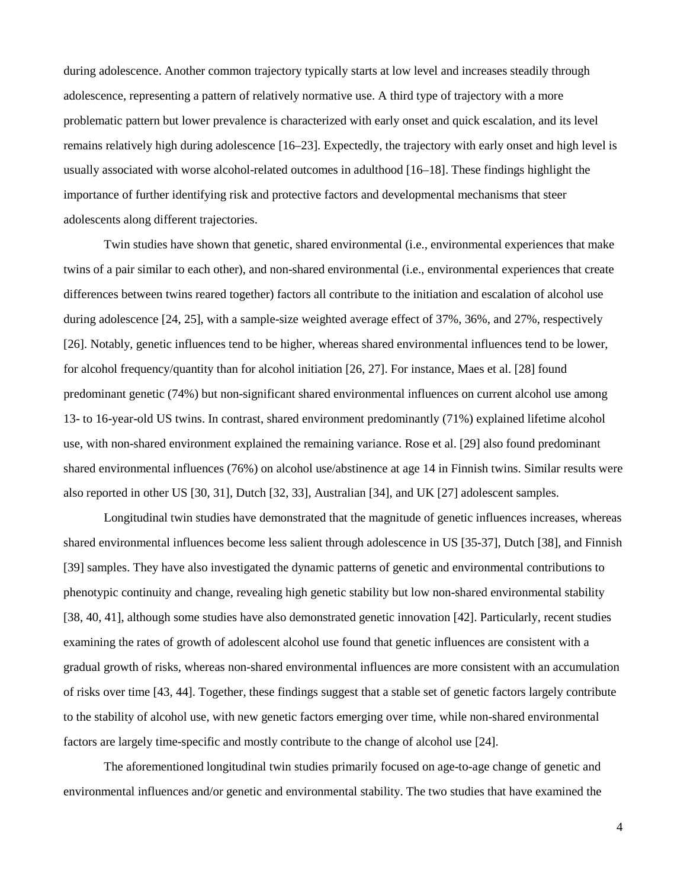during adolescence. Another common trajectory typically starts at low level and increases steadily through adolescence, representing a pattern of relatively normative use. A third type of trajectory with a more problematic pattern but lower prevalence is characterized with early onset and quick escalation, and its level remains relatively high during adolescence [16–23]. Expectedly, the trajectory with early onset and high level is usually associated with worse alcohol-related outcomes in adulthood [16–18]. These findings highlight the importance of further identifying risk and protective factors and developmental mechanisms that steer adolescents along different trajectories.

Twin studies have shown that genetic, shared environmental (i.e., environmental experiences that make twins of a pair similar to each other), and non-shared environmental (i.e., environmental experiences that create differences between twins reared together) factors all contribute to the initiation and escalation of alcohol use during adolescence [24, 25], with a sample-size weighted average effect of 37%, 36%, and 27%, respectively [26]. Notably, genetic influences tend to be higher, whereas shared environmental influences tend to be lower, for alcohol frequency/quantity than for alcohol initiation [26, 27]. For instance, Maes et al. [28] found predominant genetic (74%) but non-significant shared environmental influences on current alcohol use among 13- to 16-year-old US twins. In contrast, shared environment predominantly (71%) explained lifetime alcohol use, with non-shared environment explained the remaining variance. Rose et al. [29] also found predominant shared environmental influences (76%) on alcohol use/abstinence at age 14 in Finnish twins. Similar results were also reported in other US [30, 31], Dutch [32, 33], Australian [34], and UK [27] adolescent samples.

Longitudinal twin studies have demonstrated that the magnitude of genetic influences increases, whereas shared environmental influences become less salient through adolescence in US [35-37], Dutch [38], and Finnish [39] samples. They have also investigated the dynamic patterns of genetic and environmental contributions to phenotypic continuity and change, revealing high genetic stability but low non-shared environmental stability [38, 40, 41], although some studies have also demonstrated genetic innovation [42]. Particularly, recent studies examining the rates of growth of adolescent alcohol use found that genetic influences are consistent with a gradual growth of risks, whereas non-shared environmental influences are more consistent with an accumulation of risks over time [43, 44]. Together, these findings suggest that a stable set of genetic factors largely contribute to the stability of alcohol use, with new genetic factors emerging over time, while non-shared environmental factors are largely time-specific and mostly contribute to the change of alcohol use [24].

The aforementioned longitudinal twin studies primarily focused on age-to-age change of genetic and environmental influences and/or genetic and environmental stability. The two studies that have examined the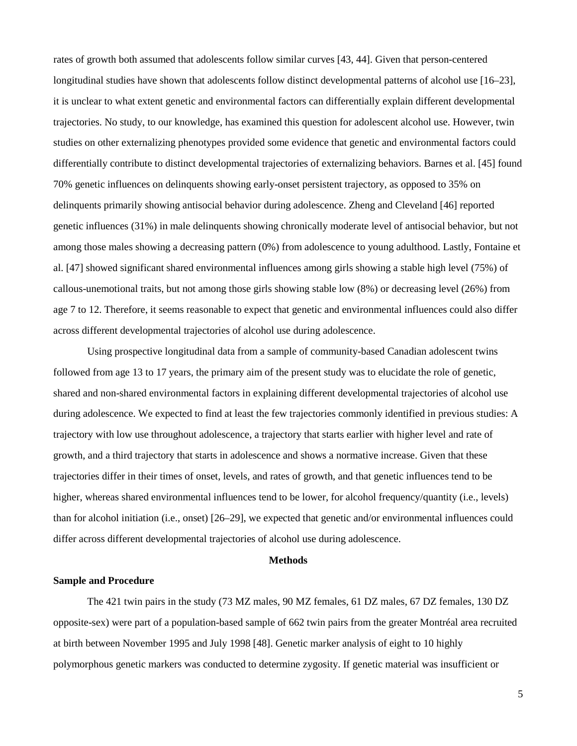rates of growth both assumed that adolescents follow similar curves [43, 44]. Given that person-centered longitudinal studies have shown that adolescents follow distinct developmental patterns of alcohol use [16–23], it is unclear to what extent genetic and environmental factors can differentially explain different developmental trajectories. No study, to our knowledge, has examined this question for adolescent alcohol use. However, twin studies on other externalizing phenotypes provided some evidence that genetic and environmental factors could differentially contribute to distinct developmental trajectories of externalizing behaviors. Barnes et al. [45] found 70% genetic influences on delinquents showing early-onset persistent trajectory, as opposed to 35% on delinquents primarily showing antisocial behavior during adolescence. Zheng and Cleveland [46] reported genetic influences (31%) in male delinquents showing chronically moderate level of antisocial behavior, but not among those males showing a decreasing pattern (0%) from adolescence to young adulthood. Lastly, Fontaine et al. [47] showed significant shared environmental influences among girls showing a stable high level (75%) of callous-unemotional traits, but not among those girls showing stable low (8%) or decreasing level (26%) from age 7 to 12. Therefore, it seems reasonable to expect that genetic and environmental influences could also differ across different developmental trajectories of alcohol use during adolescence.

Using prospective longitudinal data from a sample of community-based Canadian adolescent twins followed from age 13 to 17 years, the primary aim of the present study was to elucidate the role of genetic, shared and non-shared environmental factors in explaining different developmental trajectories of alcohol use during adolescence. We expected to find at least the few trajectories commonly identified in previous studies: A trajectory with low use throughout adolescence, a trajectory that starts earlier with higher level and rate of growth, and a third trajectory that starts in adolescence and shows a normative increase. Given that these trajectories differ in their times of onset, levels, and rates of growth, and that genetic influences tend to be higher, whereas shared environmental influences tend to be lower, for alcohol frequency/quantity (i.e., levels) than for alcohol initiation (i.e., onset) [26–29], we expected that genetic and/or environmental influences could differ across different developmental trajectories of alcohol use during adolescence.

## Methods

### Sample and Procedure

The 421 twin pairs in the study (73 MZ males, 90 MZ females, 61 DZ males, 67 DZ females, 130 DZ opposite-sex) were part of a population-based sample of 662 twin pairs from the greater Montréal area recruited at birth between November 1995 and July 1998 [48]. Genetic marker analysis of eight to 10 highly polymorphous genetic markers was conducted to determine zygosity. If genetic material was insufficient or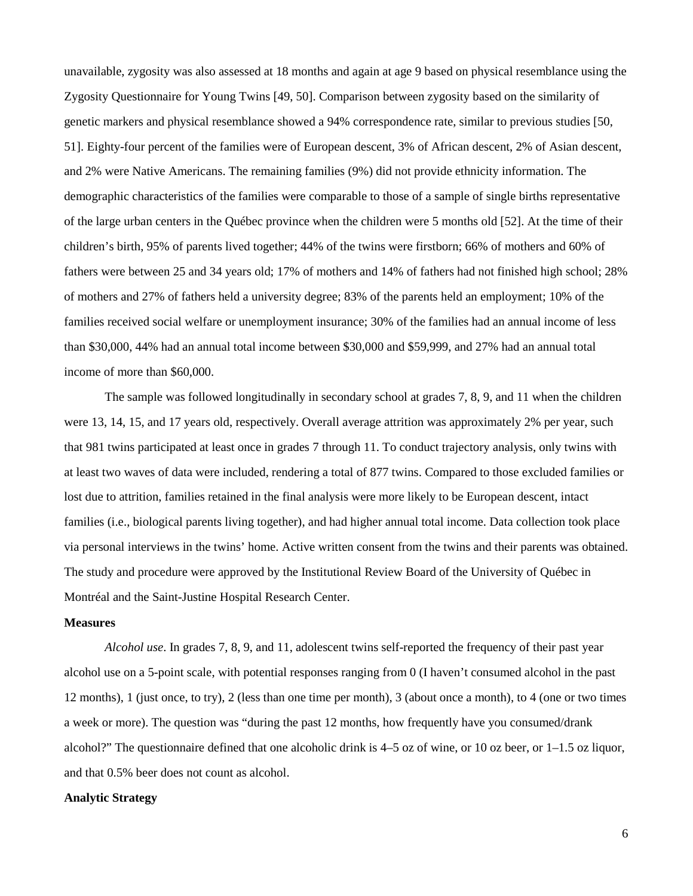unavailable, zygosity was also assessed at 18 months and again at age 9 based on physical resemblance using the Zygosity Questionnaire for Young Twins [49, 50]. Comparison between zygosity based on the similarity of genetic markers and physical resemblance showed a 94% correspondence rate, similar to previous studies [50, 51]. Eighty-four percent of the families were of European descent, 3% of African descent, 2% of Asian descent, and 2% were Native Americans. The remaining families (9%) did not provide ethnicity information. The demographic characteristics of the families were comparable to those of a sample of single births representative of the large urban centers in the Québec province when the children were 5 months old [52]. At the time of their children's birth, 95% of parents lived together; 44% of the twins were firstborn; 66% of mothers and 60% of fathers were between 25 and 34 years old; 17% of mothers and 14% of fathers had not finished high school; 28% of mothers and 27% of fathers held a university degree; 83% of the parents held an employment; 10% of the families received social welfare or unemployment insurance; 30% of the families had an annual income of less than $30,000, 44% had an annual total income between $30,000 and $59,999, and 27% had an annual total income of more than $60,000.

The sample was followed longitudinally in secondary school at grades 7, 8, 9, and 11 when the children were 13, 14, 15, and 17 years old, respectively. Overall average attrition was approximately 2% per year, such that 981 twins participated at least once in grades 7 through 11. To conduct trajectory analysis, only twins with at least two waves of data were included, rendering a total of 877 twins. Compared to those excluded families or lost due to attrition, families retained in the final analysis were more likely to be European descent, intact families (i.e., biological parents living together), and had higher annual total income. Data collection took place via personal interviews in the twins' home. Active written consent from the twins and their parents was obtained. The study and procedure were approved by the Institutional Review Board of the University of Québec in Montréal and the Saint-Justine Hospital Research Center.

**Measures**

*Alcohol use*. In grades 7, 8, 9, and 11, adolescent twins self-reported the frequency of their past year alcohol use on a 5-point scale, with potential responses ranging from 0 (I haven't consumed alcohol in the past 12 months), 1 (just once, to try), 2 (less than one time per month), 3 (about once a month), to 4 (one or two times a week or more). The question was "during the past 12 months, how frequently have you consumed/drank alcohol?" The questionnaire defined that one alcoholic drink is 4–5 oz of wine, or 10 oz beer, or 1–1.5 oz liquor, and that 0.5% beer does not count as alcohol.

**Analytic Strategy**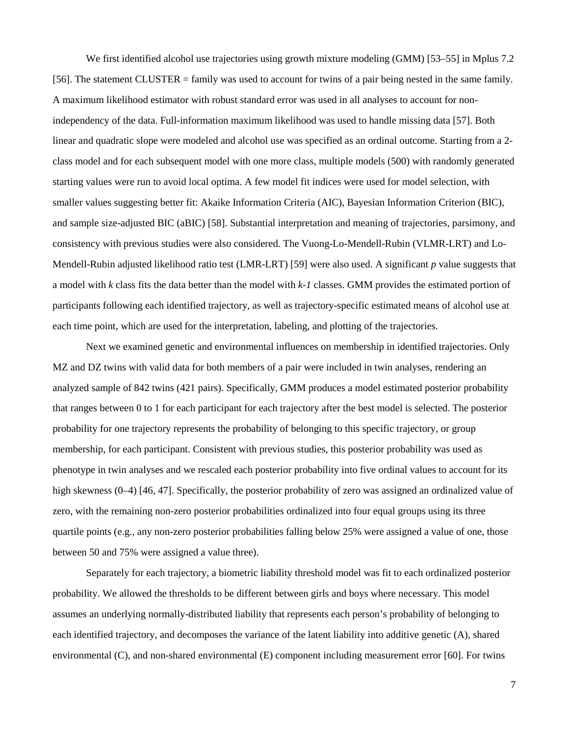We first identified alcohol use trajectories using growth mixture modeling (GMM) [53–55] in Mplus 7.2 [56]. The statement CLUSTER = family was used to account for twins of a pair being nested in the same family. A maximum likelihood estimator with robust standard error was used in all analyses to account for non-independency of the data. Full-information maximum likelihood was used to handle missing data [57]. Both linear and quadratic slope were modeled and alcohol use was specified as an ordinal outcome. Starting from a 2-class model and for each subsequent model with one more class, multiple models (500) with randomly generated starting values were run to avoid local optima. A few model fit indices were used for model selection, with smaller values suggesting better fit: Akaike Information Criteria (AIC), Bayesian Information Criterion (BIC), and sample size-adjusted BIC (aBIC) [58]. Substantial interpretation and meaning of trajectories, parsimony, and consistency with previous studies were also considered. The Vuong-Lo-Mendell-Rubin (VLMR-LRT) and Lo-Mendell-Rubin adjusted likelihood ratio test (LMR-LRT) [59] were also used. A significant *p* value suggests that a model with *k* class fits the data better than the model with *k-1* classes. GMM provides the estimated portion of participants following each identified trajectory, as well as trajectory-specific estimated means of alcohol use at each time point, which are used for the interpretation, labeling, and plotting of the trajectories.

Next we examined genetic and environmental influences on membership in identified trajectories. Only MZ and DZ twins with valid data for both members of a pair were included in twin analyses, rendering an analyzed sample of 842 twins (421 pairs). Specifically, GMM produces a model estimated posterior probability that ranges between 0 to 1 for each participant for each trajectory after the best model is selected. The posterior probability for one trajectory represents the probability of belonging to this specific trajectory, or group membership, for each participant. Consistent with previous studies, this posterior probability was used as phenotype in twin analyses and we rescaled each posterior probability into five ordinal values to account for its high skewness (0–4) [46, 47]. Specifically, the posterior probability of zero was assigned an ordinalized value of zero, with the remaining non-zero posterior probabilities ordinalized into four equal groups using its three quartile points (e.g., any non-zero posterior probabilities falling below 25% were assigned a value of one, those between 50 and 75% were assigned a value three).

Separately for each trajectory, a biometric liability threshold model was fit to each ordinalized posterior probability. We allowed the thresholds to be different between girls and boys where necessary. This model assumes an underlying normally-distributed liability that represents each person's probability of belonging to each identified trajectory, and decomposes the variance of the latent liability into additive genetic (A), shared environmental (C), and non-shared environmental (E) component including measurement error [60]. For twins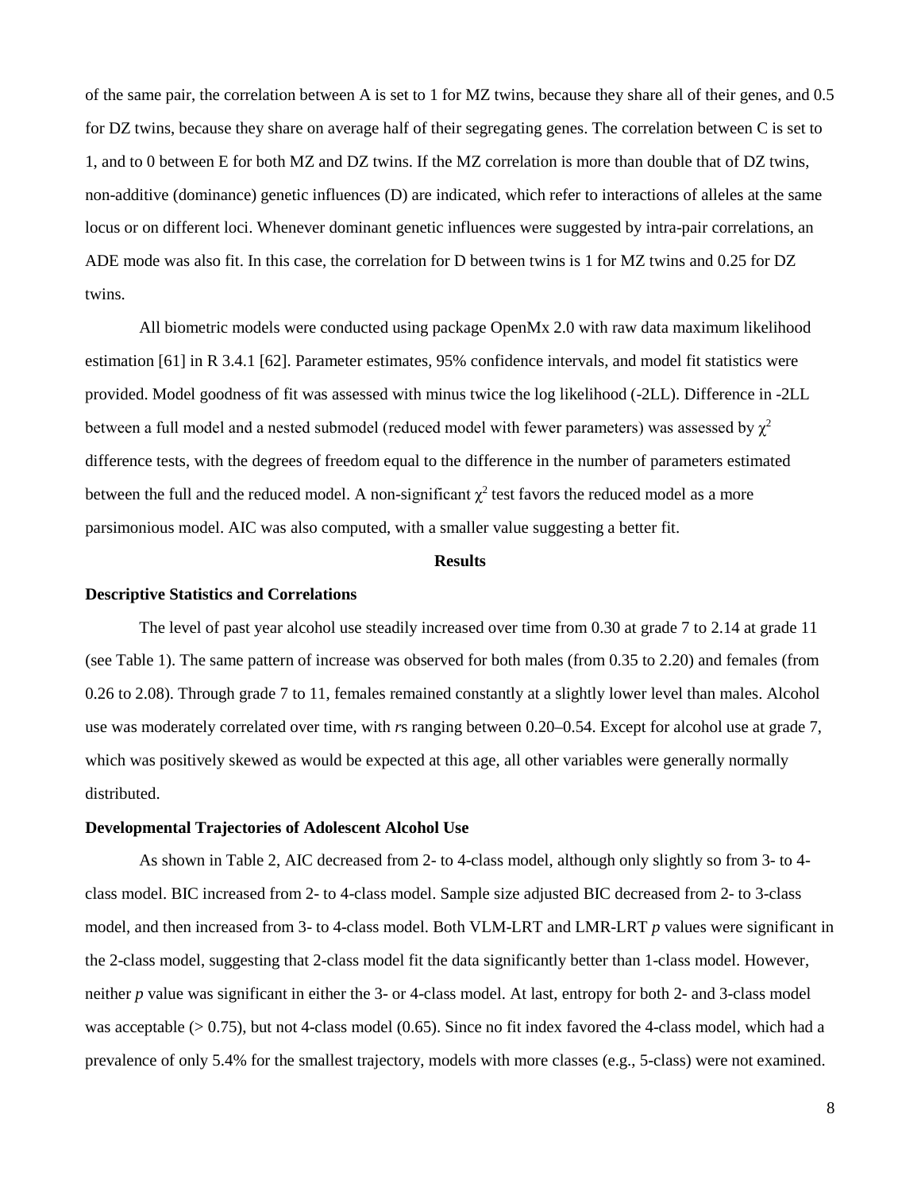of the same pair, the correlation between A is set to 1 for MZ twins, because they share all of their genes, and 0.5 for DZ twins, because they share on average half of their segregating genes. The correlation between C is set to 1, and to 0 between E for both MZ and DZ twins. If the MZ correlation is more than double that of DZ twins, non-additive (dominance) genetic influences (D) are indicated, which refer to interactions of alleles at the same locus or on different loci. Whenever dominant genetic influences were suggested by intra-pair correlations, an ADE mode was also fit. In this case, the correlation for D between twins is 1 for MZ twins and 0.25 for DZ twins.

All biometric models were conducted using package OpenMx 2.0 with raw data maximum likelihood estimation [61] in R 3.4.1 [62]. Parameter estimates, 95% confidence intervals, and model fit statistics were provided. Model goodness of fit was assessed with minus twice the log likelihood (-2LL). Difference in -2LL between a full model and a nested submodel (reduced model with fewer parameters) was assessed by $\chi^2$ difference tests, with the degrees of freedom equal to the difference in the number of parameters estimated between the full and the reduced model. A non-significant $\chi^2$ test favors the reduced model as a more parsimonious model. AIC was also computed, with a smaller value suggesting a better fit.

## Results

### Descriptive Statistics and Correlations

The level of past year alcohol use steadily increased over time from 0.30 at grade 7 to 2.14 at grade 11 (see Table 1). The same pattern of increase was observed for both males (from 0.35 to 2.20) and females (from 0.26 to 2.08). Through grade 7 to 11, females remained constantly at a slightly lower level than males. Alcohol use was moderately correlated over time, with *r*s ranging between 0.20–0.54. Except for alcohol use at grade 7, which was positively skewed as would be expected at this age, all other variables were generally normally distributed.

### Developmental Trajectories of Adolescent Alcohol Use

As shown in Table 2, AIC decreased from 2- to 4-class model, although only slightly so from 3- to 4-class model. BIC increased from 2- to 4-class model. Sample size adjusted BIC decreased from 2- to 3-class model, and then increased from 3- to 4-class model. Both VLM-LRT and LMR-LRT *p* values were significant in the 2-class model, suggesting that 2-class model fit the data significantly better than 1-class model. However, neither *p* value was significant in either the 3- or 4-class model. At last, entropy for both 2- and 3-class model was acceptable (> 0.75), but not 4-class model (0.65). Since no fit index favored the 4-class model, which had a prevalence of only 5.4% for the smallest trajectory, models with more classes (e.g., 5-class) were not examined.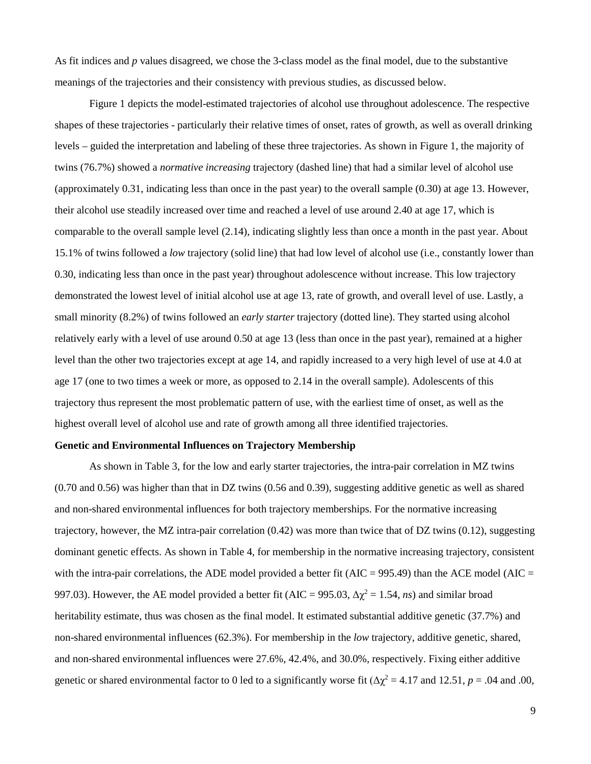As fit indices and *p* values disagreed, we chose the 3-class model as the final model, due to the substantive meanings of the trajectories and their consistency with previous studies, as discussed below.

Figure 1 depicts the model-estimated trajectories of alcohol use throughout adolescence. The respective shapes of these trajectories - particularly their relative times of onset, rates of growth, as well as overall drinking levels – guided the interpretation and labeling of these three trajectories. As shown in Figure 1, the majority of twins (76.7%) showed a *normative increasing* trajectory (dashed line) that had a similar level of alcohol use (approximately 0.31, indicating less than once in the past year) to the overall sample (0.30) at age 13. However, their alcohol use steadily increased over time and reached a level of use around 2.40 at age 17, which is comparable to the overall sample level (2.14), indicating slightly less than once a month in the past year. About 15.1% of twins followed a *low* trajectory (solid line) that had low level of alcohol use (i.e., constantly lower than 0.30, indicating less than once in the past year) throughout adolescence without increase. This low trajectory demonstrated the lowest level of initial alcohol use at age 13, rate of growth, and overall level of use. Lastly, a small minority (8.2%) of twins followed an *early starter* trajectory (dotted line). They started using alcohol relatively early with a level of use around 0.50 at age 13 (less than once in the past year), remained at a higher level than the other two trajectories except at age 14, and rapidly increased to a very high level of use at 4.0 at age 17 (one to two times a week or more, as opposed to 2.14 in the overall sample). Adolescents of this trajectory thus represent the most problematic pattern of use, with the earliest time of onset, as well as the highest overall level of alcohol use and rate of growth among all three identified trajectories.

**Genetic and Environmental Influences on Trajectory Membership**

As shown in Table 3, for the low and early starter trajectories, the intra-pair correlation in MZ twins (0.70 and 0.56) was higher than that in DZ twins (0.56 and 0.39), suggesting additive genetic as well as shared and non-shared environmental influences for both trajectory memberships. For the normative increasing trajectory, however, the MZ intra-pair correlation (0.42) was more than twice that of DZ twins (0.12), suggesting dominant genetic effects. As shown in Table 4, for membership in the normative increasing trajectory, consistent with the intra-pair correlations, the ADE model provided a better fit (AIC = 995.49) than the ACE model (AIC = 997.03). However, the AE model provided a better fit (AIC = 995.03, $\Delta\chi^2 = 1.54$, *ns*) and similar broad heritability estimate, thus was chosen as the final model. It estimated substantial additive genetic (37.7%) and non-shared environmental influences (62.3%). For membership in the *low* trajectory, additive genetic, shared, and non-shared environmental influences were 27.6%, 42.4%, and 30.0%, respectively. Fixing either additive genetic or shared environmental factor to 0 led to a significantly worse fit ($\Delta\chi^2 = 4.17$ and 12.51, $p = .04$ and .00,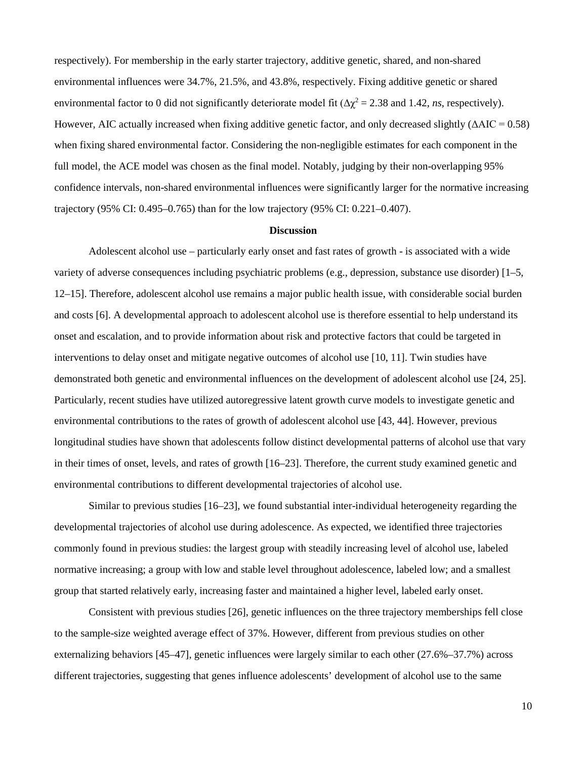respectively). For membership in the early starter trajectory, additive genetic, shared, and non-shared environmental influences were 34.7%, 21.5%, and 43.8%, respectively. Fixing additive genetic or shared environmental factor to 0 did not significantly deteriorate model fit ($\Delta\chi^2 = 2.38$ and 1.42, *ns*, respectively). However, AIC actually increased when fixing additive genetic factor, and only decreased slightly ($\Delta$AIC = 0.58) when fixing shared environmental factor. Considering the non-negligible estimates for each component in the full model, the ACE model was chosen as the final model. Notably, judging by their non-overlapping 95% confidence intervals, non-shared environmental influences were significantly larger for the normative increasing trajectory (95% CI: 0.495–0.765) than for the low trajectory (95% CI: 0.221–0.407).

## Discussion

Adolescent alcohol use – particularly early onset and fast rates of growth - is associated with a wide variety of adverse consequences including psychiatric problems (e.g., depression, substance use disorder) [1–5, 12–15]. Therefore, adolescent alcohol use remains a major public health issue, with considerable social burden and costs [6]. A developmental approach to adolescent alcohol use is therefore essential to help understand its onset and escalation, and to provide information about risk and protective factors that could be targeted in interventions to delay onset and mitigate negative outcomes of alcohol use [10, 11]. Twin studies have demonstrated both genetic and environmental influences on the development of adolescent alcohol use [24, 25]. Particularly, recent studies have utilized autoregressive latent growth curve models to investigate genetic and environmental contributions to the rates of growth of adolescent alcohol use [43, 44]. However, previous longitudinal studies have shown that adolescents follow distinct developmental patterns of alcohol use that vary in their times of onset, levels, and rates of growth [16–23]. Therefore, the current study examined genetic and environmental contributions to different developmental trajectories of alcohol use.

Similar to previous studies [16–23], we found substantial inter-individual heterogeneity regarding the developmental trajectories of alcohol use during adolescence. As expected, we identified three trajectories commonly found in previous studies: the largest group with steadily increasing level of alcohol use, labeled normative increasing; a group with low and stable level throughout adolescence, labeled low; and a smallest group that started relatively early, increasing faster and maintained a higher level, labeled early onset.

Consistent with previous studies [26], genetic influences on the three trajectory memberships fell close to the sample-size weighted average effect of 37%. However, different from previous studies on other externalizing behaviors [45–47], genetic influences were largely similar to each other (27.6%–37.7%) across different trajectories, suggesting that genes influence adolescents' development of alcohol use to the same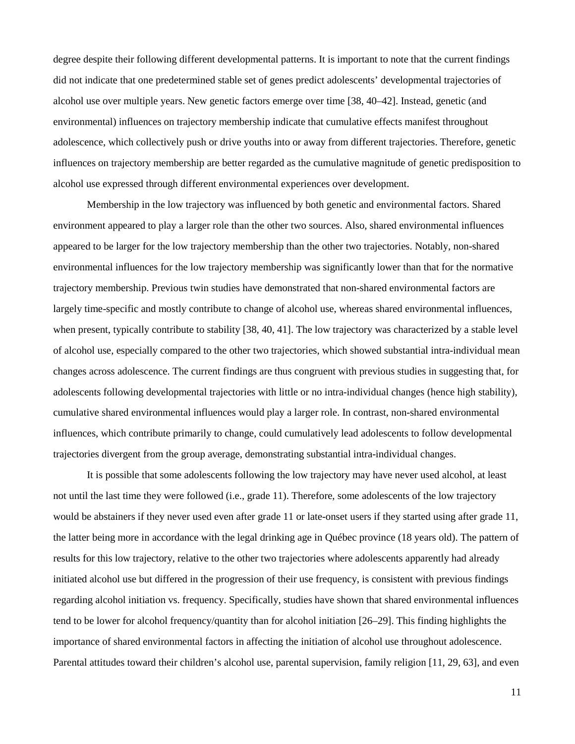degree despite their following different developmental patterns. It is important to note that the current findings did not indicate that one predetermined stable set of genes predict adolescents' developmental trajectories of alcohol use over multiple years. New genetic factors emerge over time [38, 40–42]. Instead, genetic (and environmental) influences on trajectory membership indicate that cumulative effects manifest throughout adolescence, which collectively push or drive youths into or away from different trajectories. Therefore, genetic influences on trajectory membership are better regarded as the cumulative magnitude of genetic predisposition to alcohol use expressed through different environmental experiences over development.

Membership in the low trajectory was influenced by both genetic and environmental factors. Shared environment appeared to play a larger role than the other two sources. Also, shared environmental influences appeared to be larger for the low trajectory membership than the other two trajectories. Notably, non-shared environmental influences for the low trajectory membership was significantly lower than that for the normative trajectory membership. Previous twin studies have demonstrated that non-shared environmental factors are largely time-specific and mostly contribute to change of alcohol use, whereas shared environmental influences, when present, typically contribute to stability [38, 40, 41]. The low trajectory was characterized by a stable level of alcohol use, especially compared to the other two trajectories, which showed substantial intra-individual mean changes across adolescence. The current findings are thus congruent with previous studies in suggesting that, for adolescents following developmental trajectories with little or no intra-individual changes (hence high stability), cumulative shared environmental influences would play a larger role. In contrast, non-shared environmental influences, which contribute primarily to change, could cumulatively lead adolescents to follow developmental trajectories divergent from the group average, demonstrating substantial intra-individual changes.

It is possible that some adolescents following the low trajectory may have never used alcohol, at least not until the last time they were followed (i.e., grade 11). Therefore, some adolescents of the low trajectory would be abstainers if they never used even after grade 11 or late-onset users if they started using after grade 11, the latter being more in accordance with the legal drinking age in Québec province (18 years old). The pattern of results for this low trajectory, relative to the other two trajectories where adolescents apparently had already initiated alcohol use but differed in the progression of their use frequency, is consistent with previous findings regarding alcohol initiation vs. frequency. Specifically, studies have shown that shared environmental influences tend to be lower for alcohol frequency/quantity than for alcohol initiation [26–29]. This finding highlights the importance of shared environmental factors in affecting the initiation of alcohol use throughout adolescence. Parental attitudes toward their children's alcohol use, parental supervision, family religion [11, 29, 63], and even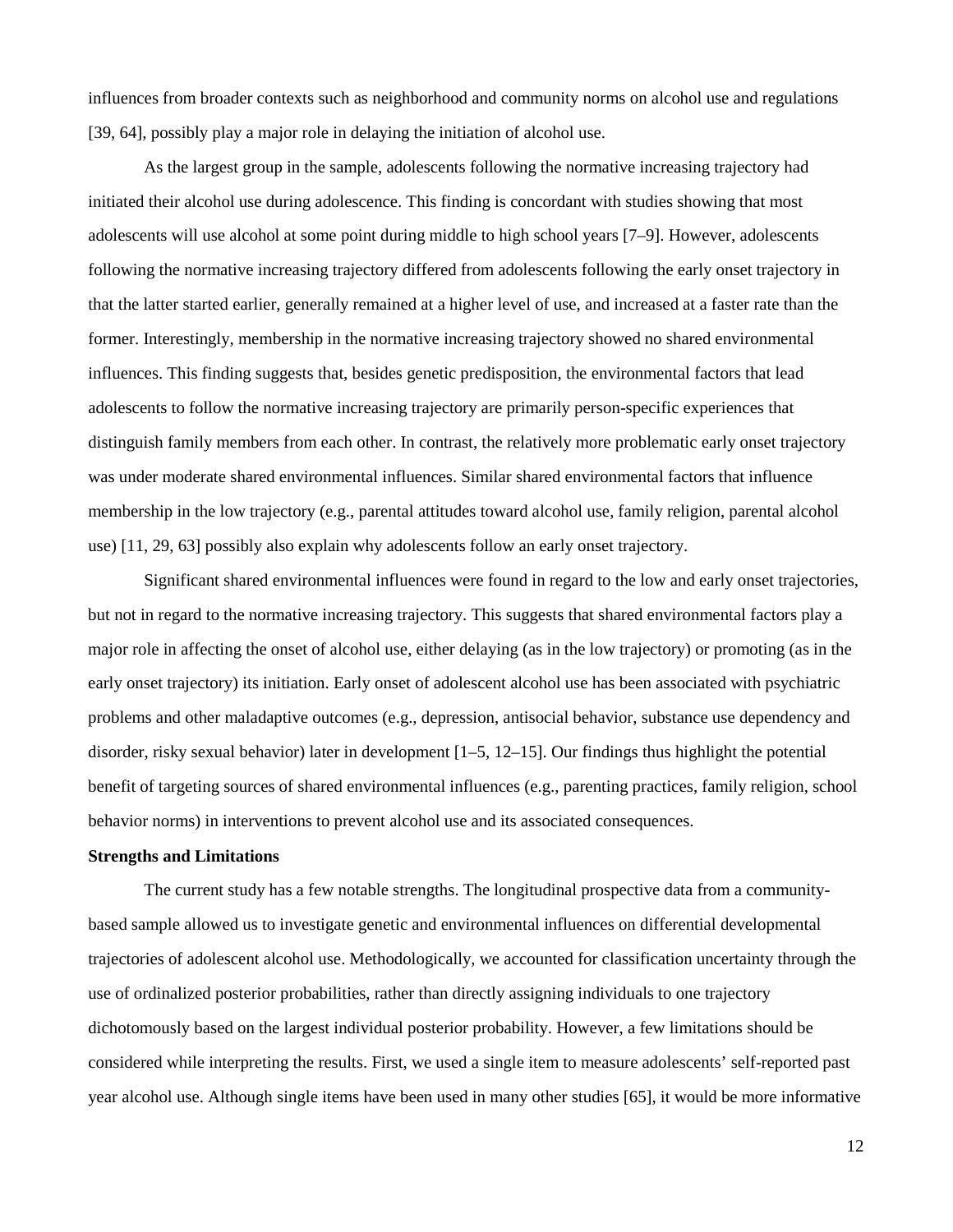influences from broader contexts such as neighborhood and community norms on alcohol use and regulations [39, 64], possibly play a major role in delaying the initiation of alcohol use.

As the largest group in the sample, adolescents following the normative increasing trajectory had initiated their alcohol use during adolescence. This finding is concordant with studies showing that most adolescents will use alcohol at some point during middle to high school years [7–9]. However, adolescents following the normative increasing trajectory differed from adolescents following the early onset trajectory in that the latter started earlier, generally remained at a higher level of use, and increased at a faster rate than the former. Interestingly, membership in the normative increasing trajectory showed no shared environmental influences. This finding suggests that, besides genetic predisposition, the environmental factors that lead adolescents to follow the normative increasing trajectory are primarily person-specific experiences that distinguish family members from each other. In contrast, the relatively more problematic early onset trajectory was under moderate shared environmental influences. Similar shared environmental factors that influence membership in the low trajectory (e.g., parental attitudes toward alcohol use, family religion, parental alcohol use) [11, 29, 63] possibly also explain why adolescents follow an early onset trajectory.

Significant shared environmental influences were found in regard to the low and early onset trajectories, but not in regard to the normative increasing trajectory. This suggests that shared environmental factors play a major role in affecting the onset of alcohol use, either delaying (as in the low trajectory) or promoting (as in the early onset trajectory) its initiation. Early onset of adolescent alcohol use has been associated with psychiatric problems and other maladaptive outcomes (e.g., depression, antisocial behavior, substance use dependency and disorder, risky sexual behavior) later in development [1–5, 12–15]. Our findings thus highlight the potential benefit of targeting sources of shared environmental influences (e.g., parenting practices, family religion, school behavior norms) in interventions to prevent alcohol use and its associated consequences.

**Strengths and Limitations**

The current study has a few notable strengths. The longitudinal prospective data from a community-based sample allowed us to investigate genetic and environmental influences on differential developmental trajectories of adolescent alcohol use. Methodologically, we accounted for classification uncertainty through the use of ordinalized posterior probabilities, rather than directly assigning individuals to one trajectory dichotomously based on the largest individual posterior probability. However, a few limitations should be considered while interpreting the results. First, we used a single item to measure adolescents' self-reported past year alcohol use. Although single items have been used in many other studies [65], it would be more informative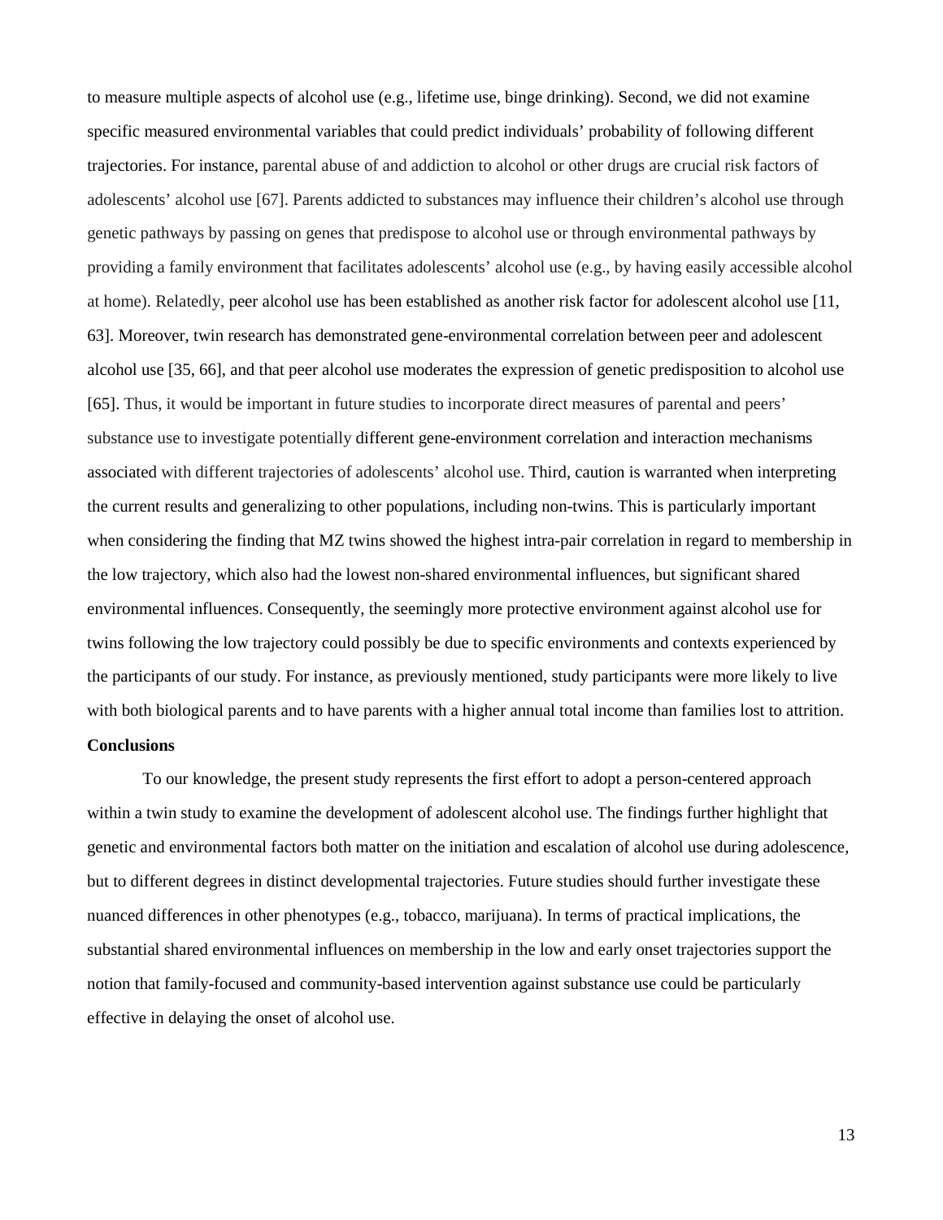to measure multiple aspects of alcohol use (e.g., lifetime use, binge drinking). Second, we did not examine specific measured environmental variables that could predict individuals' probability of following different trajectories. For instance, parental abuse of and addiction to alcohol or other drugs are crucial risk factors of adolescents' alcohol use [67]. Parents addicted to substances may influence their children's alcohol use through genetic pathways by passing on genes that predispose to alcohol use or through environmental pathways by providing a family environment that facilitates adolescents' alcohol use (e.g., by having easily accessible alcohol at home). Relatedly, peer alcohol use has been established as another risk factor for adolescent alcohol use [11, 63]. Moreover, twin research has demonstrated gene-environmental correlation between peer and adolescent alcohol use [35, 66], and that peer alcohol use moderates the expression of genetic predisposition to alcohol use [65]. Thus, it would be important in future studies to incorporate direct measures of parental and peers' substance use to investigate potentially different gene-environment correlation and interaction mechanisms associated with different trajectories of adolescents' alcohol use. Third, caution is warranted when interpreting the current results and generalizing to other populations, including non-twins. This is particularly important when considering the finding that MZ twins showed the highest intra-pair correlation in regard to membership in the low trajectory, which also had the lowest non-shared environmental influences, but significant shared environmental influences. Consequently, the seemingly more protective environment against alcohol use for twins following the low trajectory could possibly be due to specific environments and contexts experienced by the participants of our study. For instance, as previously mentioned, study participants were more likely to live with both biological parents and to have parents with a higher annual total income than families lost to attrition.

**Conclusions**

To our knowledge, the present study represents the first effort to adopt a person-centered approach within a twin study to examine the development of adolescent alcohol use. The findings further highlight that genetic and environmental factors both matter on the initiation and escalation of alcohol use during adolescence, but to different degrees in distinct developmental trajectories. Future studies should further investigate these nuanced differences in other phenotypes (e.g., tobacco, marijuana). In terms of practical implications, the substantial shared environmental influences on membership in the low and early onset trajectories support the notion that family-focused and community-based intervention against substance use could be particularly effective in delaying the onset of alcohol use.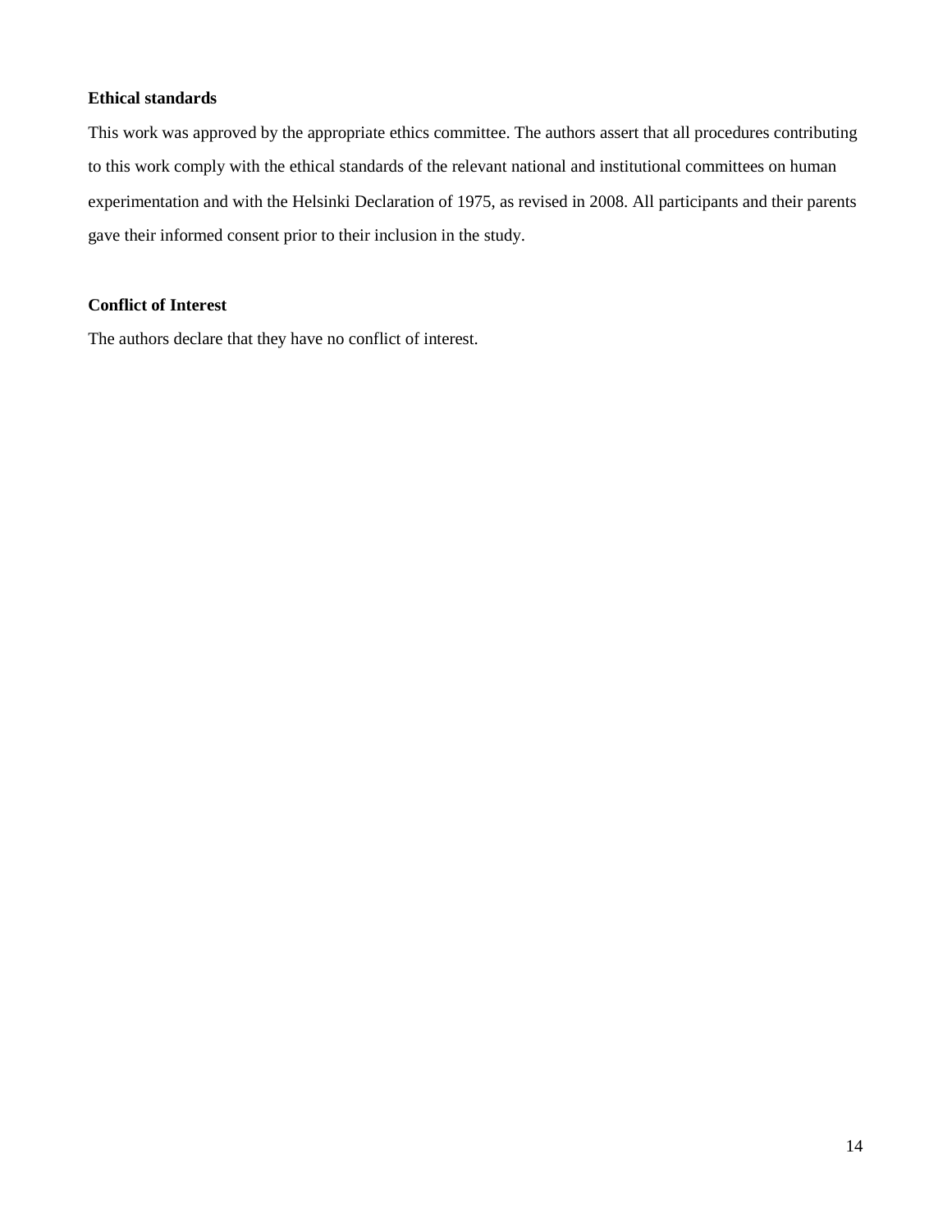### Ethical standards

This work was approved by the appropriate ethics committee. The authors assert that all procedures contributing to this work comply with the ethical standards of the relevant national and institutional committees on human experimentation and with the Helsinki Declaration of 1975, as revised in 2008. All participants and their parents gave their informed consent prior to their inclusion in the study.

### Conflict of Interest

The authors declare that they have no conflict of interest.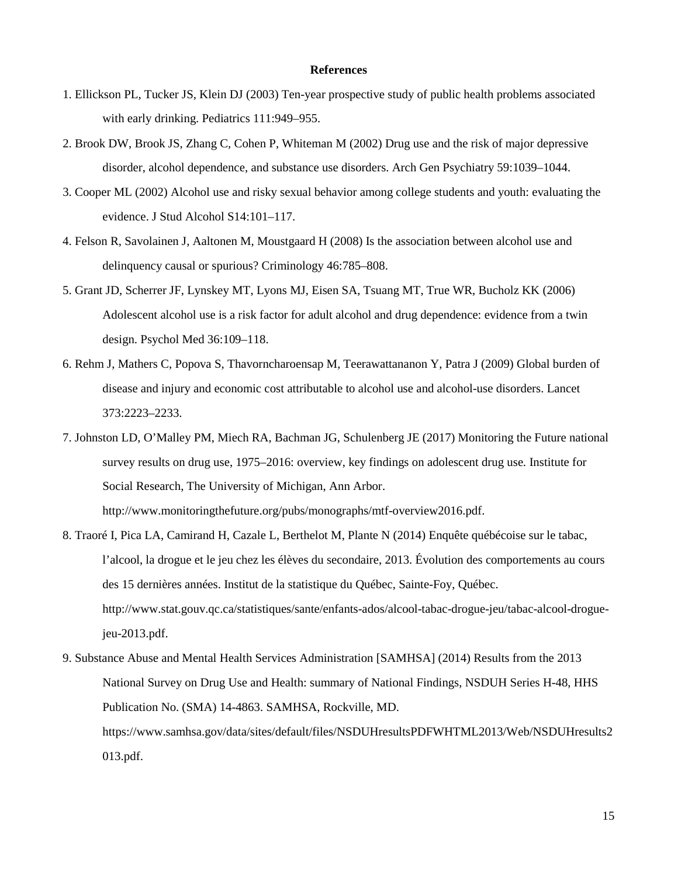## References

1. Ellickson PL, Tucker JS, Klein DJ (2003) Ten-year prospective study of public health problems associated with early drinking. Pediatrics 111:949–955.
2. Brook DW, Brook JS, Zhang C, Cohen P, Whiteman M (2002) Drug use and the risk of major depressive disorder, alcohol dependence, and substance use disorders. Arch Gen Psychiatry 59:1039–1044.
3. Cooper ML (2002) Alcohol use and risky sexual behavior among college students and youth: evaluating the evidence. J Stud Alcohol S14:101–117.
4. Felson R, Savolainen J, Aaltonen M, Moustgaard H (2008) Is the association between alcohol use and delinquency causal or spurious? Criminology 46:785–808.
5. Grant JD, Scherrer JF, Lynskey MT, Lyons MJ, Eisen SA, Tsuang MT, True WR, Bucholz KK (2006) Adolescent alcohol use is a risk factor for adult alcohol and drug dependence: evidence from a twin design. Psychol Med 36:109–118.
6. Rehm J, Mathers C, Popova S, Thavorncharoensap M, Teerawattananon Y, Patra J (2009) Global burden of disease and injury and economic cost attributable to alcohol use and alcohol-use disorders. Lancet 373:2223–2233.
7. Johnston LD, O'Malley PM, Miech RA, Bachman JG, Schulenberg JE (2017) Monitoring the Future national survey results on drug use, 1975–2016: overview, key findings on adolescent drug use. Institute for Social Research, The University of Michigan, Ann Arbor. http://www.monitoringthefuture.org/pubs/monographs/mtf-overview2016.pdf.
8. Traoré I, Pica LA, Camirand H, Cazale L, Berthelot M, Plante N (2014) Enquête québécoise sur le tabac, l'alcool, la drogue et le jeu chez les élèves du secondaire, 2013. Évolution des comportements au cours des 15 dernières années. Institut de la statistique du Québec, Sainte-Foy, Québec. http://www.stat.gouv.qc.ca/statistiques/sante/enfants-ados/alcool-tabac-drogue-jeu/tabac-alcool-drogue-jeu-2013.pdf.
9. Substance Abuse and Mental Health Services Administration [SAMHSA] (2014) Results from the 2013 National Survey on Drug Use and Health: summary of National Findings, NSDUH Series H-48, HHS Publication No. (SMA) 14-4863. SAMHSA, Rockville, MD. https://www.samhsa.gov/data/sites/default/files/NSDUHresultsPDFWHTML2013/Web/NSDUHresults2013.pdf.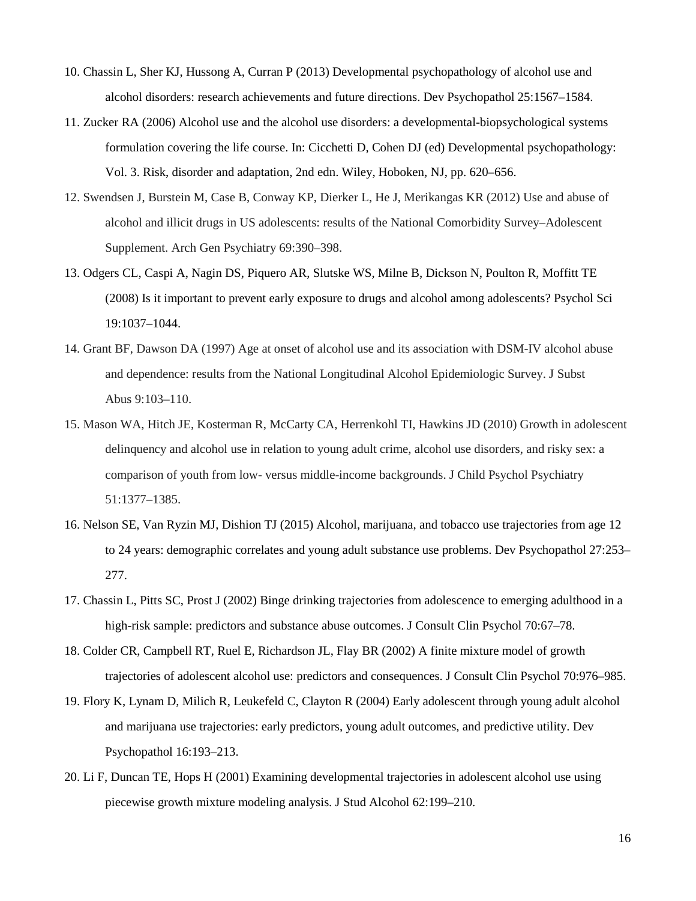10. Chassin L, Sher KJ, Hussong A, Curran P (2013) Developmental psychopathology of alcohol use and alcohol disorders: research achievements and future directions. Dev Psychopathol 25:1567–1584.
11. Zucker RA (2006) Alcohol use and the alcohol use disorders: a developmental-biopsychological systems formulation covering the life course. In: Cicchetti D, Cohen DJ (ed) Developmental psychopathology: Vol. 3. Risk, disorder and adaptation, 2nd edn. Wiley, Hoboken, NJ, pp. 620–656.
12. Swendsen J, Burstein M, Case B, Conway KP, Dierker L, He J, Merikangas KR (2012) Use and abuse of alcohol and illicit drugs in US adolescents: results of the National Comorbidity Survey–Adolescent Supplement. Arch Gen Psychiatry 69:390–398.
13. Odgers CL, Caspi A, Nagin DS, Piquero AR, Slutske WS, Milne B, Dickson N, Poulton R, Moffitt TE (2008) Is it important to prevent early exposure to drugs and alcohol among adolescents? Psychol Sci 19:1037–1044.
14. Grant BF, Dawson DA (1997) Age at onset of alcohol use and its association with DSM-IV alcohol abuse and dependence: results from the National Longitudinal Alcohol Epidemiologic Survey. J Subst Abus 9:103–110.
15. Mason WA, Hitch JE, Kosterman R, McCarty CA, Herrenkohl TI, Hawkins JD (2010) Growth in adolescent delinquency and alcohol use in relation to young adult crime, alcohol use disorders, and risky sex: a comparison of youth from low- versus middle-income backgrounds. J Child Psychol Psychiatry 51:1377–1385.
16. Nelson SE, Van Ryzin MJ, Dishion TJ (2015) Alcohol, marijuana, and tobacco use trajectories from age 12 to 24 years: demographic correlates and young adult substance use problems. Dev Psychopathol 27:253–277.
17. Chassin L, Pitts SC, Prost J (2002) Binge drinking trajectories from adolescence to emerging adulthood in a high-risk sample: predictors and substance abuse outcomes. J Consult Clin Psychol 70:67–78.
18. Colder CR, Campbell RT, Ruel E, Richardson JL, Flay BR (2002) A finite mixture model of growth trajectories of adolescent alcohol use: predictors and consequences. J Consult Clin Psychol 70:976–985.
19. Flory K, Lynam D, Milich R, Leukefeld C, Clayton R (2004) Early adolescent through young adult alcohol and marijuana use trajectories: early predictors, young adult outcomes, and predictive utility. Dev Psychopathol 16:193–213.
20. Li F, Duncan TE, Hops H (2001) Examining developmental trajectories in adolescent alcohol use using piecewise growth mixture modeling analysis. J Stud Alcohol 62:199–210.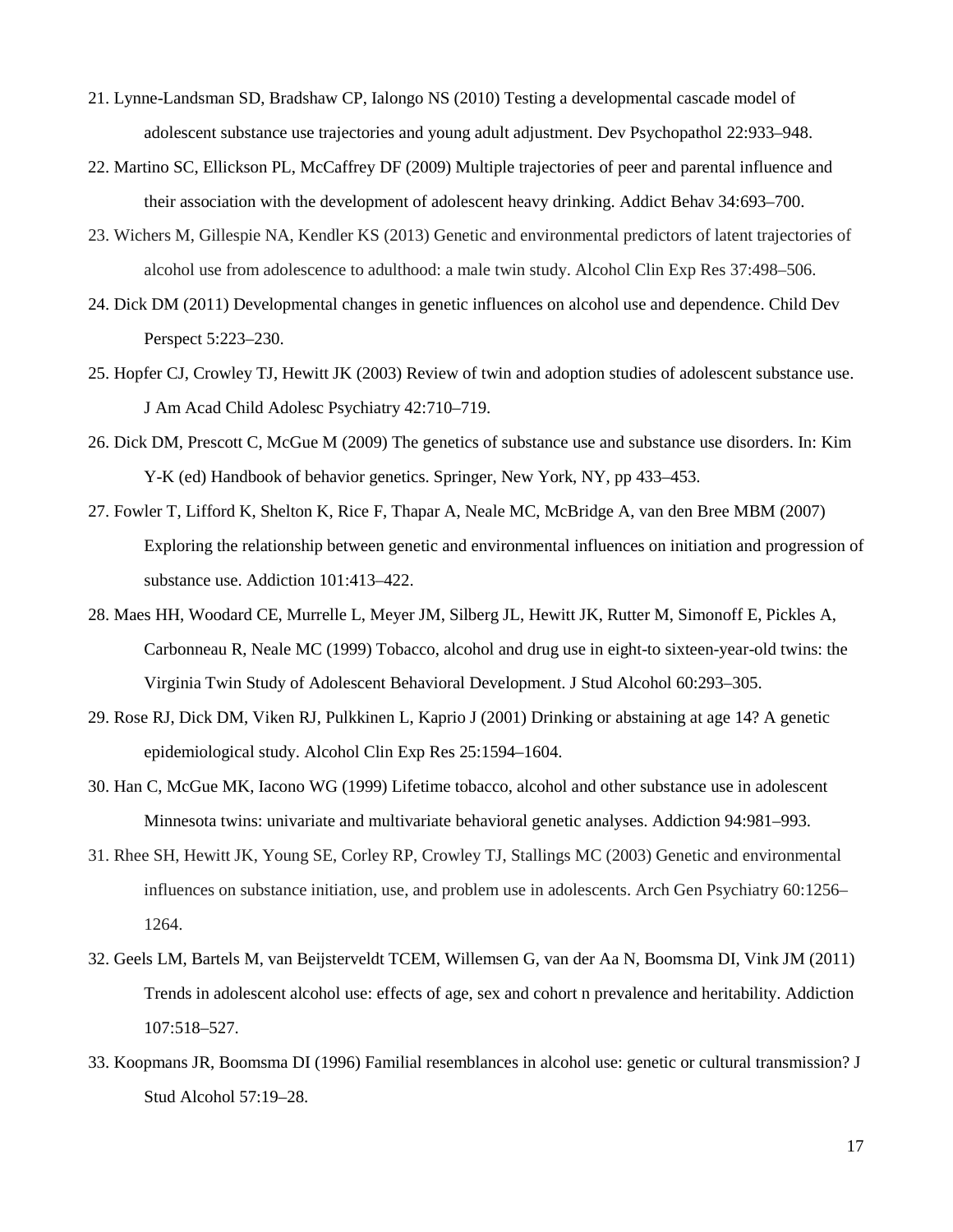21. Lynne-Landsman SD, Bradshaw CP, Ialongo NS (2010) Testing a developmental cascade model of adolescent substance use trajectories and young adult adjustment. Dev Psychopathol 22:933–948.

22. Martino SC, Ellickson PL, McCaffrey DF (2009) Multiple trajectories of peer and parental influence and their association with the development of adolescent heavy drinking. Addict Behav 34:693–700.

23. Wichers M, Gillespie NA, Kendler KS (2013) Genetic and environmental predictors of latent trajectories of alcohol use from adolescence to adulthood: a male twin study. Alcohol Clin Exp Res 37:498–506.

24. Dick DM (2011) Developmental changes in genetic influences on alcohol use and dependence. Child Dev Perspect 5:223–230.

25. Hopfer CJ, Crowley TJ, Hewitt JK (2003) Review of twin and adoption studies of adolescent substance use. J Am Acad Child Adolesc Psychiatry 42:710–719.

26. Dick DM, Prescott C, McGue M (2009) The genetics of substance use and substance use disorders. In: Kim Y-K (ed) Handbook of behavior genetics. Springer, New York, NY, pp 433–453.

27. Fowler T, Lifford K, Shelton K, Rice F, Thapar A, Neale MC, McBridge A, van den Bree MBM (2007) Exploring the relationship between genetic and environmental influences on initiation and progression of substance use. Addiction 101:413–422.

28. Maes HH, Woodard CE, Murrelle L, Meyer JM, Silberg JL, Hewitt JK, Rutter M, Simonoff E, Pickles A, Carbonneau R, Neale MC (1999) Tobacco, alcohol and drug use in eight-to sixteen-year-old twins: the Virginia Twin Study of Adolescent Behavioral Development. J Stud Alcohol 60:293–305.

29. Rose RJ, Dick DM, Viken RJ, Pulkkinen L, Kaprio J (2001) Drinking or abstaining at age 14? A genetic epidemiological study. Alcohol Clin Exp Res 25:1594–1604.

30. Han C, McGue MK, Iacono WG (1999) Lifetime tobacco, alcohol and other substance use in adolescent Minnesota twins: univariate and multivariate behavioral genetic analyses. Addiction 94:981–993.

31. Rhee SH, Hewitt JK, Young SE, Corley RP, Crowley TJ, Stallings MC (2003) Genetic and environmental influences on substance initiation, use, and problem use in adolescents. Arch Gen Psychiatry 60:1256–1264.

32. Geels LM, Bartels M, van Beijsterveldt TCEM, Willemsen G, van der Aa N, Boomsma DI, Vink JM (2011) Trends in adolescent alcohol use: effects of age, sex and cohort n prevalence and heritability. Addiction 107:518–527.

33. Koopmans JR, Boomsma DI (1996) Familial resemblances in alcohol use: genetic or cultural transmission? J Stud Alcohol 57:19–28.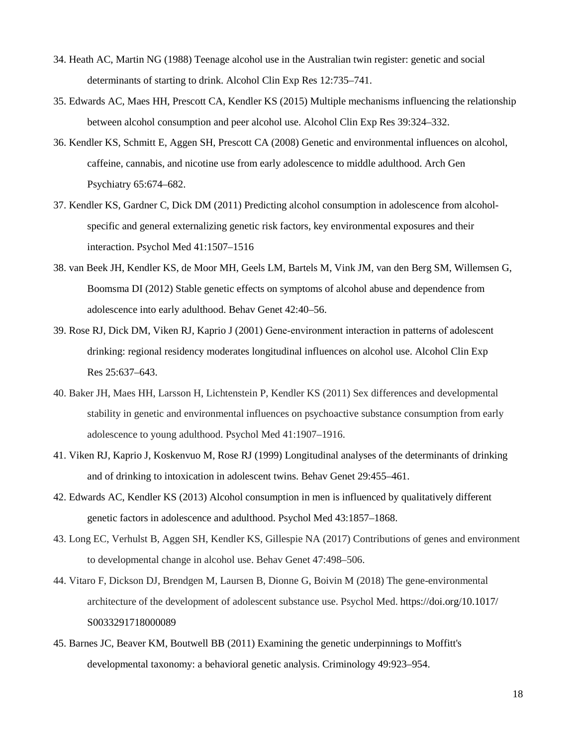34. Heath AC, Martin NG (1988) Teenage alcohol use in the Australian twin register: genetic and social determinants of starting to drink. Alcohol Clin Exp Res 12:735–741.

35. Edwards AC, Maes HH, Prescott CA, Kendler KS (2015) Multiple mechanisms influencing the relationship between alcohol consumption and peer alcohol use. Alcohol Clin Exp Res 39:324–332.

36. Kendler KS, Schmitt E, Aggen SH, Prescott CA (2008) Genetic and environmental influences on alcohol, caffeine, cannabis, and nicotine use from early adolescence to middle adulthood. Arch Gen Psychiatry 65:674–682.

37. Kendler KS, Gardner C, Dick DM (2011) Predicting alcohol consumption in adolescence from alcohol-specific and general externalizing genetic risk factors, key environmental exposures and their interaction. Psychol Med 41:1507–1516

38. van Beek JH, Kendler KS, de Moor MH, Geels LM, Bartels M, Vink JM, van den Berg SM, Willemsen G, Boomsma DI (2012) Stable genetic effects on symptoms of alcohol abuse and dependence from adolescence into early adulthood. Behav Genet 42:40–56.

39. Rose RJ, Dick DM, Viken RJ, Kaprio J (2001) Gene-environment interaction in patterns of adolescent drinking: regional residency moderates longitudinal influences on alcohol use. Alcohol Clin Exp Res 25:637–643.

40. Baker JH, Maes HH, Larsson H, Lichtenstein P, Kendler KS (2011) Sex differences and developmental stability in genetic and environmental influences on psychoactive substance consumption from early adolescence to young adulthood. Psychol Med 41:1907–1916.

41. Viken RJ, Kaprio J, Koskenvuo M, Rose RJ (1999) Longitudinal analyses of the determinants of drinking and of drinking to intoxication in adolescent twins. Behav Genet 29:455–461.

42. Edwards AC, Kendler KS (2013) Alcohol consumption in men is influenced by qualitatively different genetic factors in adolescence and adulthood. Psychol Med 43:1857–1868.

43. Long EC, Verhulst B, Aggen SH, Kendler KS, Gillespie NA (2017) Contributions of genes and environment to developmental change in alcohol use. Behav Genet 47:498–506.

44. Vitaro F, Dickson DJ, Brendgen M, Laursen B, Dionne G, Boivin M (2018) The gene-environmental architecture of the development of adolescent substance use. Psychol Med. https://doi.org/10.1017/S0033291718000089

45. Barnes JC, Beaver KM, Boutwell BB (2011) Examining the genetic underpinnings to Moffitt's developmental taxonomy: a behavioral genetic analysis. Criminology 49:923–954.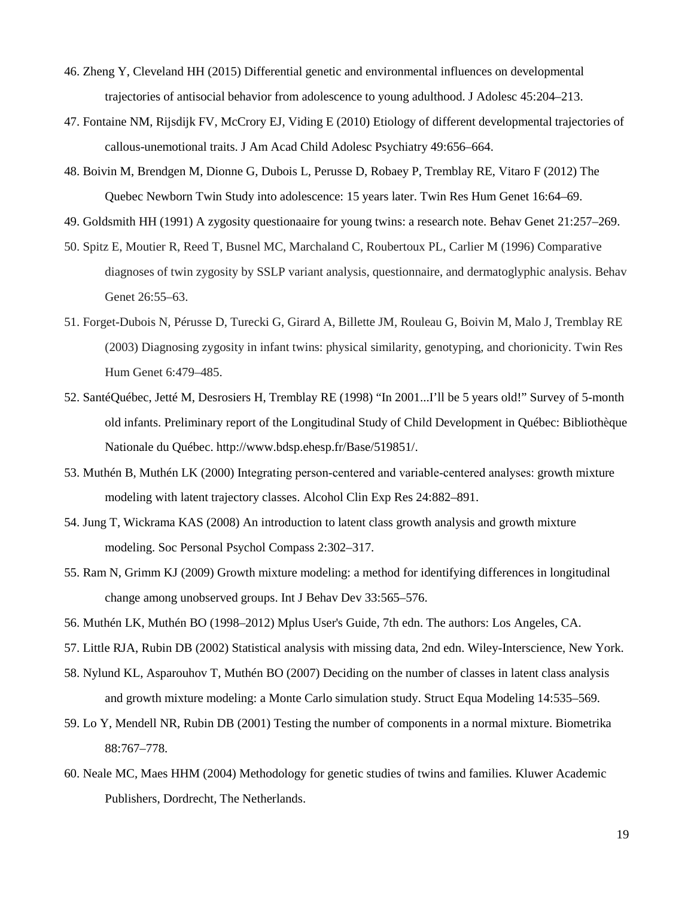46. Zheng Y, Cleveland HH (2015) Differential genetic and environmental influences on developmental trajectories of antisocial behavior from adolescence to young adulthood. J Adolesc 45:204–213.

47. Fontaine NM, Rijsdijk FV, McCrory EJ, Viding E (2010) Etiology of different developmental trajectories of callous-unemotional traits. J Am Acad Child Adolesc Psychiatry 49:656–664.

48. Boivin M, Brendgen M, Dionne G, Dubois L, Perusse D, Robaey P, Tremblay RE, Vitaro F (2012) The Quebec Newborn Twin Study into adolescence: 15 years later. Twin Res Hum Genet 16:64–69.

49. Goldsmith HH (1991) A zygosity questionaaire for young twins: a research note. Behav Genet 21:257–269.

50. Spitz E, Moutier R, Reed T, Busnel MC, Marchaland C, Roubertoux PL, Carlier M (1996) Comparative diagnoses of twin zygosity by SSLP variant analysis, questionnaire, and dermatoglyphic analysis. Behav Genet 26:55–63.

51. Forget-Dubois N, Pérusse D, Turecki G, Girard A, Billette JM, Rouleau G, Boivin M, Malo J, Tremblay RE (2003) Diagnosing zygosity in infant twins: physical similarity, genotyping, and chorionicity. Twin Res Hum Genet 6:479–485.

52. SantéQuébec, Jetté M, Desrosiers H, Tremblay RE (1998) "In 2001...I'll be 5 years old!" Survey of 5-month old infants. Preliminary report of the Longitudinal Study of Child Development in Québec: Bibliothèque Nationale du Québec. http://www.bdsp.ehesp.fr/Base/519851/.

53. Muthén B, Muthén LK (2000) Integrating person-centered and variable-centered analyses: growth mixture modeling with latent trajectory classes. Alcohol Clin Exp Res 24:882–891.

54. Jung T, Wickrama KAS (2008) An introduction to latent class growth analysis and growth mixture modeling. Soc Personal Psychol Compass 2:302–317.

55. Ram N, Grimm KJ (2009) Growth mixture modeling: a method for identifying differences in longitudinal change among unobserved groups. Int J Behav Dev 33:565–576.

56. Muthén LK, Muthén BO (1998–2012) Mplus User's Guide, 7th edn. The authors: Los Angeles, CA.

57. Little RJA, Rubin DB (2002) Statistical analysis with missing data, 2nd edn. Wiley-Interscience, New York.

58. Nylund KL, Asparouhov T, Muthén BO (2007) Deciding on the number of classes in latent class analysis and growth mixture modeling: a Monte Carlo simulation study. Struct Equa Modeling 14:535–569.

59. Lo Y, Mendell NR, Rubin DB (2001) Testing the number of components in a normal mixture. Biometrika 88:767–778.

60. Neale MC, Maes HHM (2004) Methodology for genetic studies of twins and families. Kluwer Academic Publishers, Dordrecht, The Netherlands.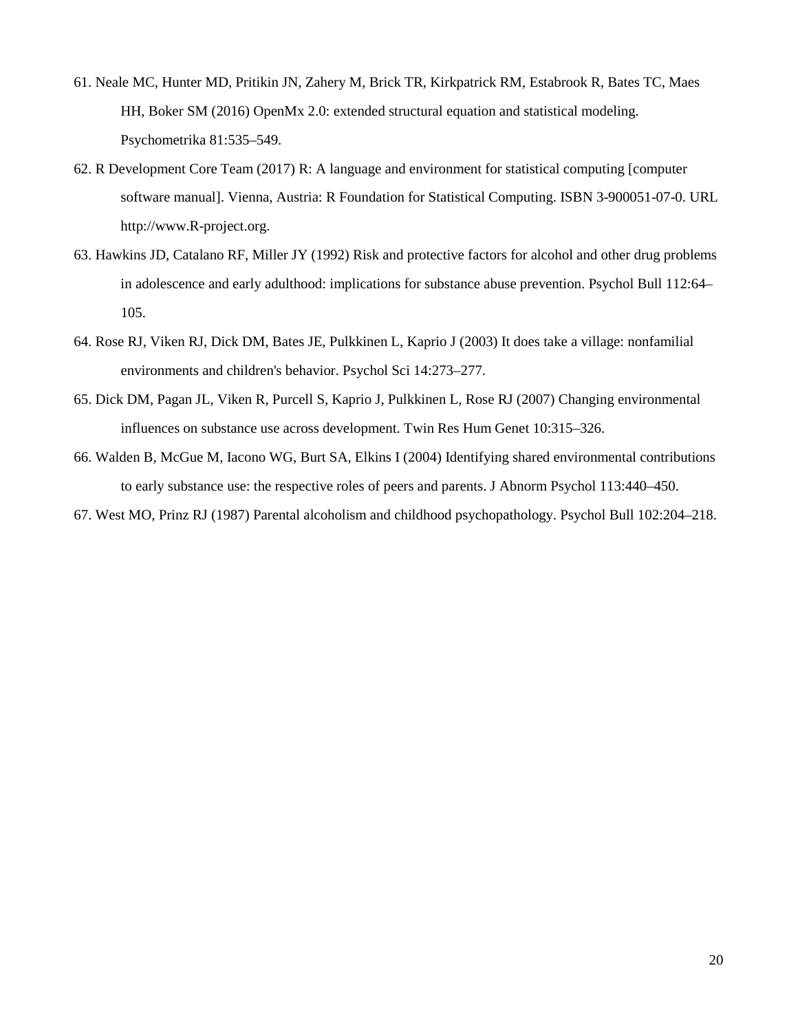61. Neale MC, Hunter MD, Pritikin JN, Zahery M, Brick TR, Kirkpatrick RM, Estabrook R, Bates TC, Maes HH, Boker SM (2016) OpenMx 2.0: extended structural equation and statistical modeling. Psychometrika 81:535–549.

62. R Development Core Team (2017) R: A language and environment for statistical computing [computer software manual]. Vienna, Austria: R Foundation for Statistical Computing. ISBN 3-900051-07-0. URL http://www.R-project.org.

63. Hawkins JD, Catalano RF, Miller JY (1992) Risk and protective factors for alcohol and other drug problems in adolescence and early adulthood: implications for substance abuse prevention. Psychol Bull 112:64–105.

64. Rose RJ, Viken RJ, Dick DM, Bates JE, Pulkkinen L, Kaprio J (2003) It does take a village: nonfamilial environments and children's behavior. Psychol Sci 14:273–277.

65. Dick DM, Pagan JL, Viken R, Purcell S, Kaprio J, Pulkkinen L, Rose RJ (2007) Changing environmental influences on substance use across development. Twin Res Hum Genet 10:315–326.

66. Walden B, McGue M, Iacono WG, Burt SA, Elkins I (2004) Identifying shared environmental contributions to early substance use: the respective roles of peers and parents. J Abnorm Psychol 113:440–450.

67. West MO, Prinz RJ (1987) Parental alcoholism and childhood psychopathology. Psychol Bull 102:204–218.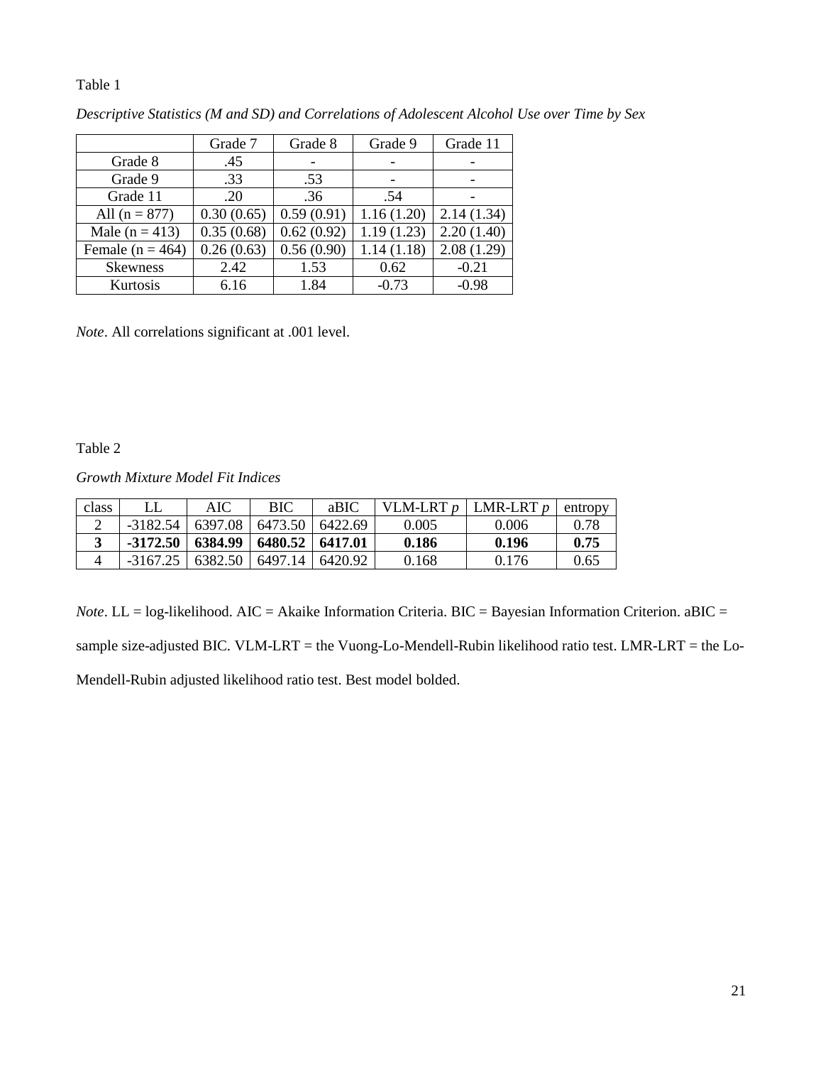Table 1

*Descriptive Statistics (M and SD) and Correlations of Adolescent Alcohol Use over Time by Sex*

| | Grade 7 | Grade 8 | Grade 9 | Grade 11 |
|---|---|---|---|---|
| Grade 8 | .45 | - | - | - |
| Grade 9 | .33 | .53 | - | - |
| Grade 11 | .20 | .36 | .54 | - |
| All (n = 877) | 0.30 (0.65) | 0.59 (0.91) | 1.16 (1.20) | 2.14 (1.34) |
| Male (n = 413) | 0.35 (0.68) | 0.62 (0.92) | 1.19 (1.23) | 2.20 (1.40) |
| Female (n = 464) | 0.26 (0.63) | 0.56 (0.90) | 1.14 (1.18) | 2.08 (1.29) |
| Skewness | 2.42 | 1.53 | 0.62 | -0.21 |
| Kurtosis | 6.16 | 1.84 | -0.73 | -0.98 |

*Note*. All correlations significant at .001 level.

Table 2

*Growth Mixture Model Fit Indices*

| class | LL | AIC | BIC | aBIC | VLM-LRT *p* | LMR-LRT *p* | entropy |
|---|---|---|---|---|---|---|---|
| 2 | -3182.54 | 6397.08 | 6473.50 | 6422.69 | 0.005 | 0.006 | 0.78 |
| **3** | **-3172.50** | **6384.99** | **6480.52** | **6417.01** | **0.186** | **0.196** | **0.75** |
| 4 | -3167.25 | 6382.50 | 6497.14 | 6420.92 | 0.168 | 0.176 | 0.65 |

*Note*. LL = log-likelihood. AIC = Akaike Information Criteria. BIC = Bayesian Information Criterion. aBIC = sample size-adjusted BIC. VLM-LRT = the Vuong-Lo-Mendell-Rubin likelihood ratio test. LMR-LRT = the Lo-Mendell-Rubin adjusted likelihood ratio test. Best model bolded.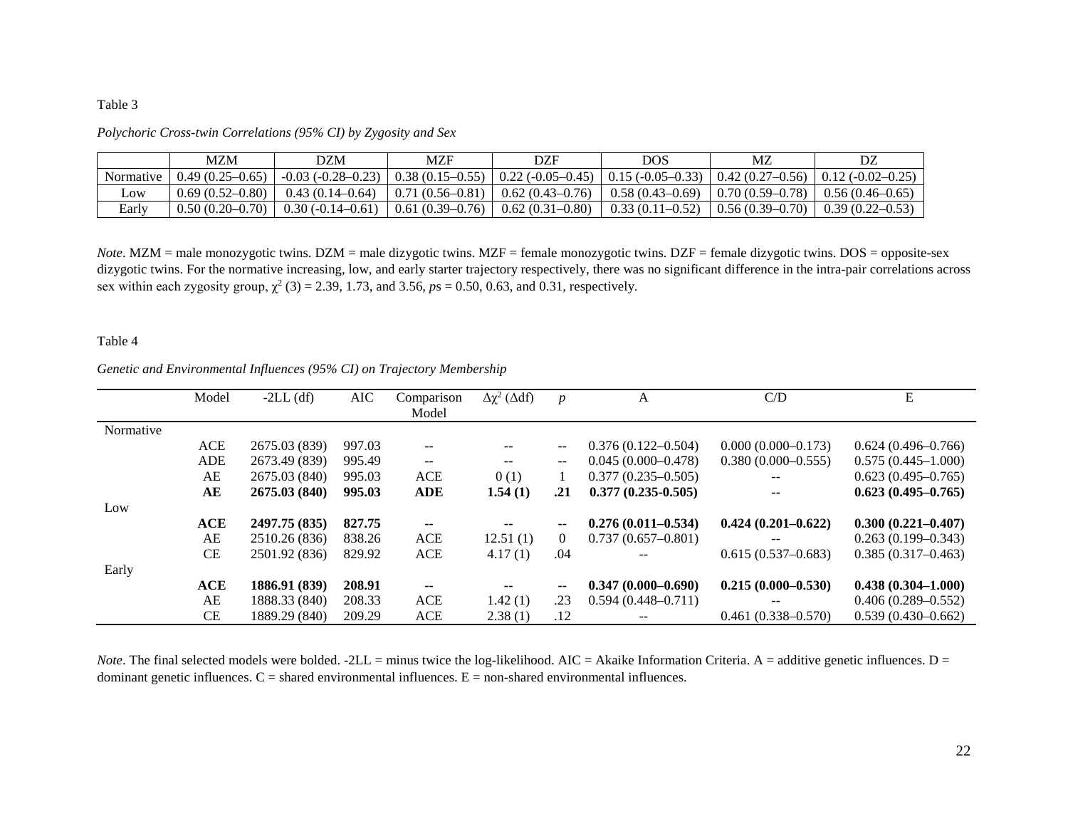Table 3

*Polychoric Cross-twin Correlations (95% CI) by Zygosity and Sex*

| | MZM | DZM | MZF | DZF | DOS | MZ | DZ |
|---|---|---|---|---|---|---|---|
| Normative | 0.49 (0.25–0.65) | -0.03 (-0.28–0.23) | 0.38 (0.15–0.55) | 0.22 (-0.05–0.45) | 0.15 (-0.05–0.33) | 0.42 (0.27–0.56) | 0.12 (-0.02–0.25) |
| Low | 0.69 (0.52–0.80) | 0.43 (0.14–0.64) | 0.71 (0.56–0.81) | 0.62 (0.43–0.76) | 0.58 (0.43–0.69) | 0.70 (0.59–0.78) | 0.56 (0.46–0.65) |
| Early | 0.50 (0.20–0.70) | 0.30 (-0.14–0.61) | 0.61 (0.39–0.76) | 0.62 (0.31–0.80) | 0.33 (0.11–0.52) | 0.56 (0.39–0.70) | 0.39 (0.22–0.53) |

*Note*. MZM = male monozygotic twins. DZM = male dizygotic twins. MZF = female monozygotic twins. DZF = female dizygotic twins. DOS = opposite-sex dizygotic twins. For the normative increasing, low, and early starter trajectory respectively, there was no significant difference in the intra-pair correlations across sex within each zygosity group, $\chi^2$ (3) = 2.39, 1.73, and 3.56, *p*s = 0.50, 0.63, and 0.31, respectively.

Table 4

*Genetic and Environmental Influences (95% CI) on Trajectory Membership*

| | Model | -2LL (df) | AIC | Comparison Model | $\Delta\chi^2$ ($\Delta$df) | *p* | A | C/D | E |
|---|---|---|---|---|---|---|---|---|---|
| Normative | | | | | | | | | |
| | ACE | 2675.03 (839) | 997.03 | -- | -- | -- | 0.376 (0.122–0.504) | 0.000 (0.000–0.173) | 0.624 (0.496–0.766) |
| | ADE | 2673.49 (839) | 995.49 | -- | -- | -- | 0.045 (0.000–0.478) | 0.380 (0.000–0.555) | 0.575 (0.445–1.000) |
| | AE | 2675.03 (840) | 995.03 | ACE | 0 (1) | 1 | 0.377 (0.235–0.505) | -- | 0.623 (0.495–0.765) |
| | **AE** | **2675.03 (840)** | **995.03** | **ADE** | **1.54 (1)** | **.21** | **0.377 (0.235-0.505)** | **--** | **0.623 (0.495–0.765)** |
| Low | | | | | | | | | |
| | **ACE** | **2497.75 (835)** | **827.75** | **--** | **--** | **--** | **0.276 (0.011–0.534)** | **0.424 (0.201–0.622)** | **0.300 (0.221–0.407)** |
| | AE | 2510.26 (836) | 838.26 | ACE | 12.51 (1) | 0 | 0.737 (0.657–0.801) | -- | 0.263 (0.199–0.343) |
| | CE | 2501.92 (836) | 829.92 | ACE | 4.17 (1) | .04 | -- | 0.615 (0.537–0.683) | 0.385 (0.317–0.463) |
| Early | | | | | | | | | |
| | **ACE** | **1886.91 (839)** | **208.91** | **--** | **--** | **--** | **0.347 (0.000–0.690)** | **0.215 (0.000–0.530)** | **0.438 (0.304–1.000)** |
| | AE | 1888.33 (840) | 208.33 | ACE | 1.42 (1) | .23 | 0.594 (0.448–0.711) | -- | 0.406 (0.289–0.552) |
| | CE | 1889.29 (840) | 209.29 | ACE | 2.38 (1) | .12 | -- | 0.461 (0.338–0.570) | 0.539 (0.430–0.662) |

*Note*. The final selected models were bolded. -2LL = minus twice the log-likelihood. AIC = Akaike Information Criteria. A = additive genetic influences. D = dominant genetic influences. C = shared environmental influences. E = non-shared environmental influences.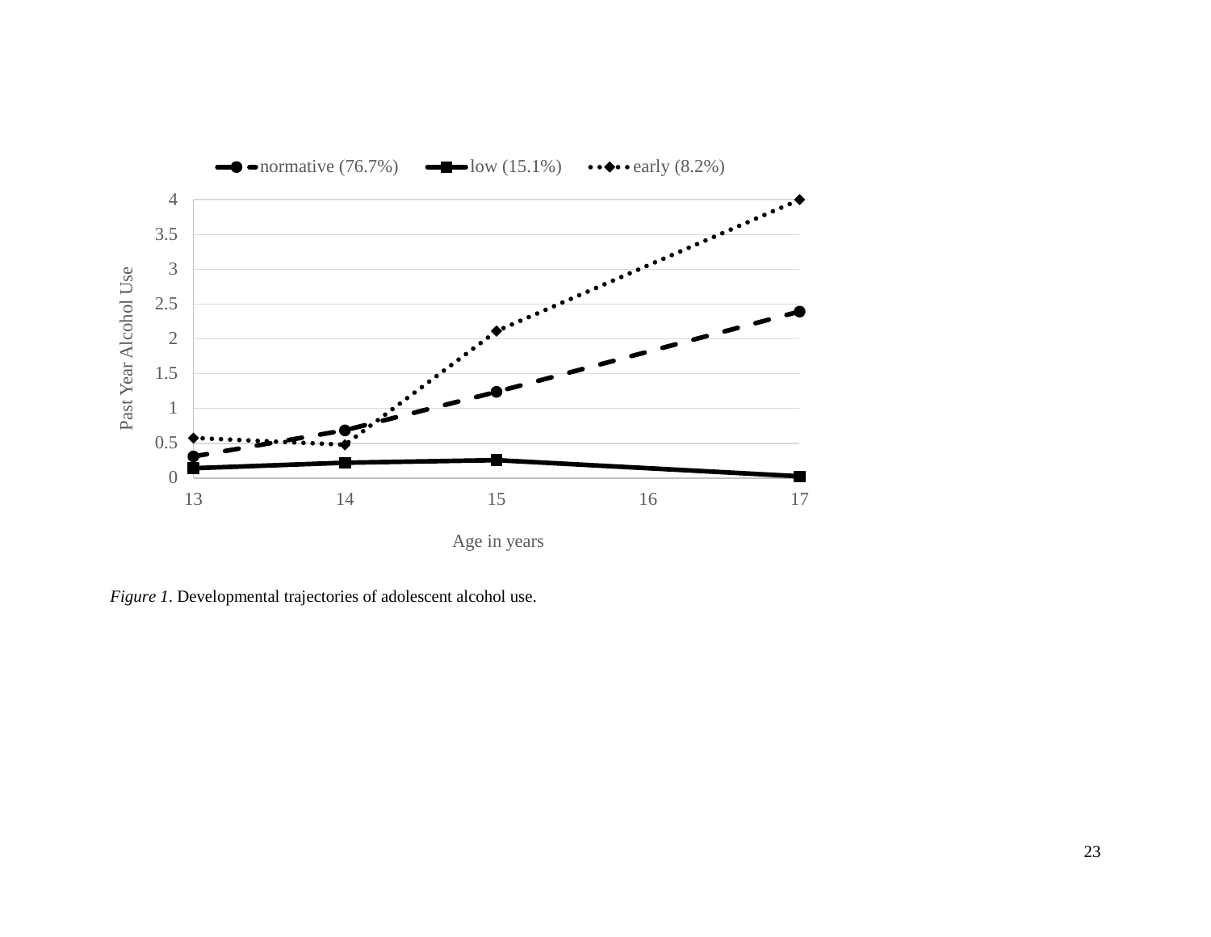normative (76.7%)
low (15.1%)
early (8.2%)

4
3.5
3
2.5
2
1.5
1
0.5
0

Past Year Alcohol Use

13
14
15
16
17

Age in years

*Figure 1*. Developmental trajectories of adolescent alcohol use.